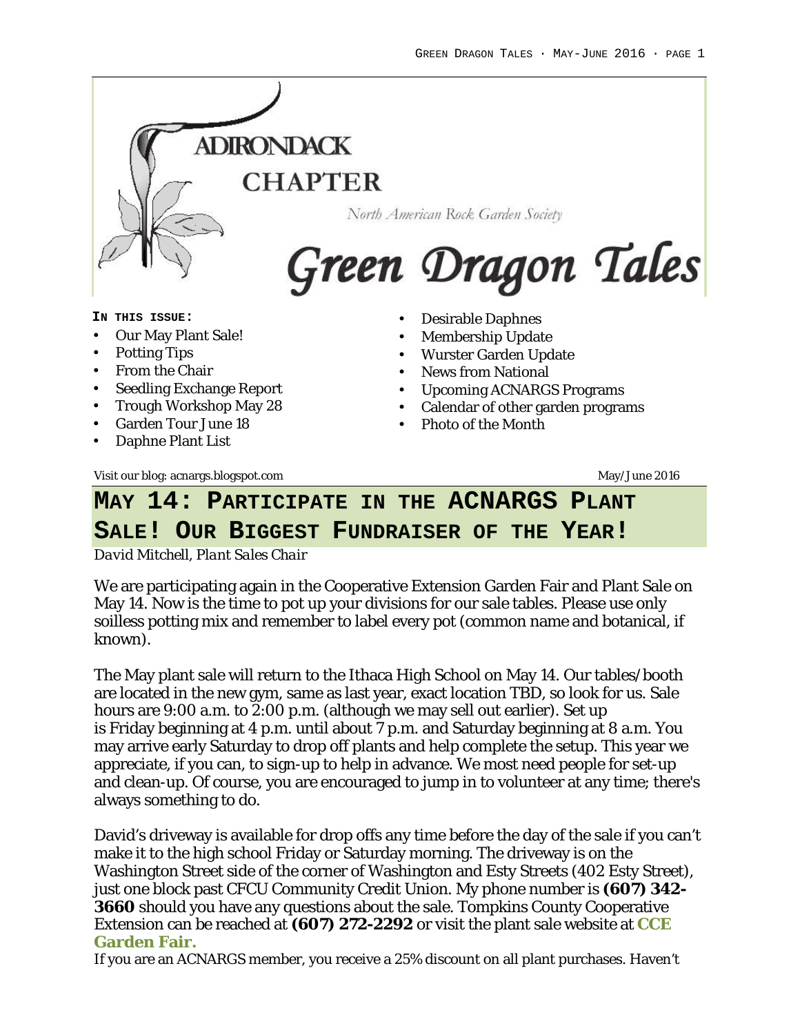# ADIRONDACK CHAPTER

North American Rock Garden Society

# Green Dragon Tales

**IN THIS ISSUE:**

- Our May Plant Sale!
- Potting Tips
- From the Chair
- Seedling Exchange Report
- Trough Workshop May 28
- Garden Tour June 18
- Daphne Plant List
- Desirable Daphnes
- Membership Update
- Wurster Garden Update
- News from National
- Upcoming ACNARGS Programs
- Calendar of other garden programs
- Photo of the Month

Visit our blog: acnargs.blogspot.com

May/June 2016

## MAY 14: PARTICIPATE IN THE ACNARGS PLANT SALE! OUR BIGGEST FUNDRAISER OF THE YEAR!

*David Mitchell, Plant Sales Chair*

We are participating again in the Cooperative Extension Garden Fair and Plant Sale on May 14. Now is the time to pot up your divisions for our sale tables. Please use only soilless potting mix and remember to label every pot (common name and botanical, if known).

The May plant sale will return to the Ithaca High School on May 14. Our tables/booth are located in the new gym, same as last year, exact location TBD, so look for us. Sale hours are 9:00 a.m. to 2:00 p.m. (although we may sell out earlier). Set up is Friday beginning at 4 p.m. until about 7 p.m. and Saturday beginning at 8 a.m. You may arrive early Saturday to drop off plants and help complete the setup. This year we appreciate, if you can, to sign-up to help in advance. We most need people for set-up and clean-up. Of course, you are encouraged to jump in to volunteer at any time; there's always something to do.

David's driveway is available for drop offs any time before the day of the sale if you can't make it to the high school Friday or Saturday morning. The driveway is on the Washington Street side of the corner of Washington and Esty Streets (402 Esty Street), just one block past CFCU Community Credit Union. My phone number is **(607) 342-3660** should you have any questions about the sale. Tompkins County Cooperative Extension can be reached at **(607) 272-2292** or visit the plant sale website at **CCE Garden Fair.**

If you are an ACNARGS member, you receive a 25% discount on all plant purchases. Haven't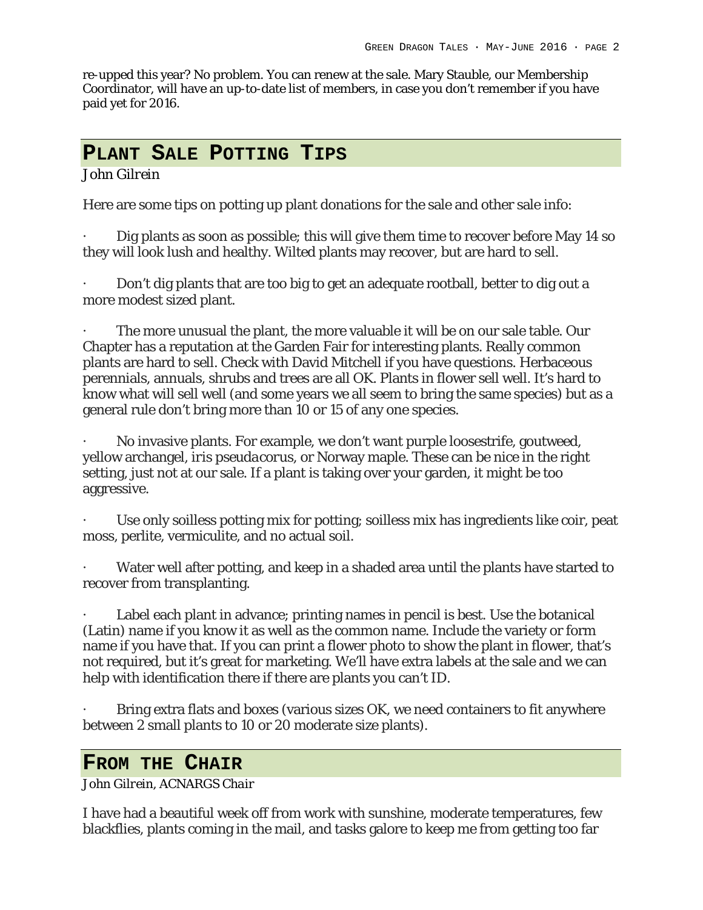re-upped this year? No problem. You can renew at the sale. Mary Stauble, our Membership Coordinator, will have an up-to-date list of members, in case you don't remember if you have paid yet for 2016.

## Plant Sale Potting Tips

*John Gilrein*

Here are some tips on potting up plant donations for the sale and other sale info:

- Dig plants as soon as possible; this will give them time to recover before May 14 so they will look lush and healthy. Wilted plants may recover, but are hard to sell.

- Don't dig plants that are too big to get an adequate rootball, better to dig out a more modest sized plant.

- The more unusual the plant, the more valuable it will be on our sale table. Our Chapter has a reputation at the Garden Fair for interesting plants. Really common plants are hard to sell. Check with David Mitchell if you have questions. Herbaceous perennials, annuals, shrubs and trees are all OK. Plants in flower sell well. It's hard to know what will sell well (and some years we all seem to bring the same species) but as a general rule don't bring more than 10 or 15 of any one species.

- No invasive plants. For example, we don't want purple loosestrife, goutweed, yellow archangel, *iris pseudacorus*, or Norway maple. These can be nice in the right setting, just not at our sale. If a plant is taking over your garden, it might be too aggressive.

- Use only soilless potting mix for potting; soilless mix has ingredients like coir, peat moss, perlite, vermiculite, and no actual soil.

- Water well after potting, and keep in a shaded area until the plants have started to recover from transplanting.

- Label each plant in advance; printing names in pencil is best. Use the botanical (Latin) name if you know it as well as the common name. Include the variety or form name if you have that. If you can print a flower photo to show the plant in flower, that's not required, but it's great for marketing. We'll have extra labels at the sale and we can help with identification there if there are plants you can't ID.

- Bring extra flats and boxes (various sizes OK, we need containers to fit anywhere between 2 small plants to 10 or 20 moderate size plants).

## From the Chair

*John Gilrein, ACNARGS Chair*

I have had a beautiful week off from work with sunshine, moderate temperatures, few blackflies, plants coming in the mail, and tasks galore to keep me from getting too far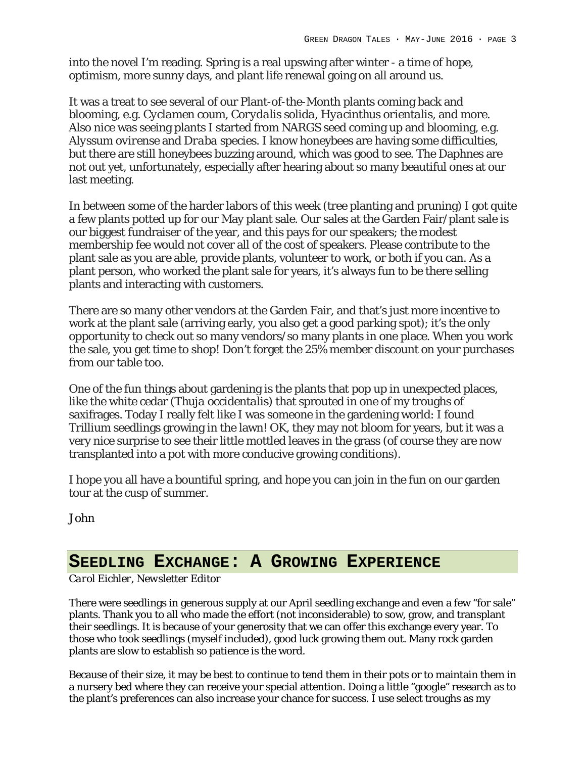into the novel I'm reading. Spring is a real upswing after winter - a time of hope, optimism, more sunny days, and plant life renewal going on all around us.

It was a treat to see several of our Plant-of-the-Month plants coming back and blooming, e.g. *Cyclamen coum*, *Corydalis solida*, *Hyacinthus orientalis*, and more. Also nice was seeing plants I started from NARGS seed coming up and blooming, e.g. *Alyssum ovirense* and *Draba* species. I know honeybees are having some difficulties, but there are still honeybees buzzing around, which was good to see. The Daphnes are not out yet, unfortunately, especially after hearing about so many beautiful ones at our last meeting.

In between some of the harder labors of this week (tree planting and pruning) I got quite a few plants potted up for our May plant sale. Our sales at the Garden Fair/plant sale is our biggest fundraiser of the year, and this pays for our speakers; the modest membership fee would not cover all of the cost of speakers. Please contribute to the plant sale as you are able, provide plants, volunteer to work, or both if you can. As a plant person, who worked the plant sale for years, it's always fun to be there selling plants and interacting with customers.

There are so many other vendors at the Garden Fair, and that's just more incentive to work at the plant sale (arriving early, you also get a good parking spot); it's the only opportunity to check out so many vendors/so many plants in one place. When you work the sale, you get time to shop! Don't forget the 25% member discount on your purchases from our table too.

One of the fun things about gardening is the plants that pop up in unexpected places, like the white cedar (*Thuja occidentalis*) that sprouted in one of my troughs of saxifrages. Today I really felt like I was someone in the gardening world: I found Trillium seedlings growing in the lawn! OK, they may not bloom for years, but it was a very nice surprise to see their little mottled leaves in the grass (of course they are now transplanted into a pot with more conducive growing conditions).

I hope you all have a bountiful spring, and hope you can join in the fun on our garden tour at the cusp of summer.

John

## SEEDLING EXCHANGE: A GROWING EXPERIENCE

*Carol Eichler, Newsletter Editor*

There were seedlings in generous supply at our April seedling exchange and even a few "for sale" plants. Thank you to all who made the effort (not inconsiderable) to sow, grow, and transplant their seedlings. It is because of your generosity that we can offer this exchange every year. To those who took seedlings (myself included), good luck growing them out. Many rock garden plants are slow to establish so patience is the word.

Because of their size, it may be best to continue to tend them in their pots or to maintain them in a nursery bed where they can receive your special attention. Doing a little "google" research as to the plant's preferences can also increase your chance for success. I use select troughs as my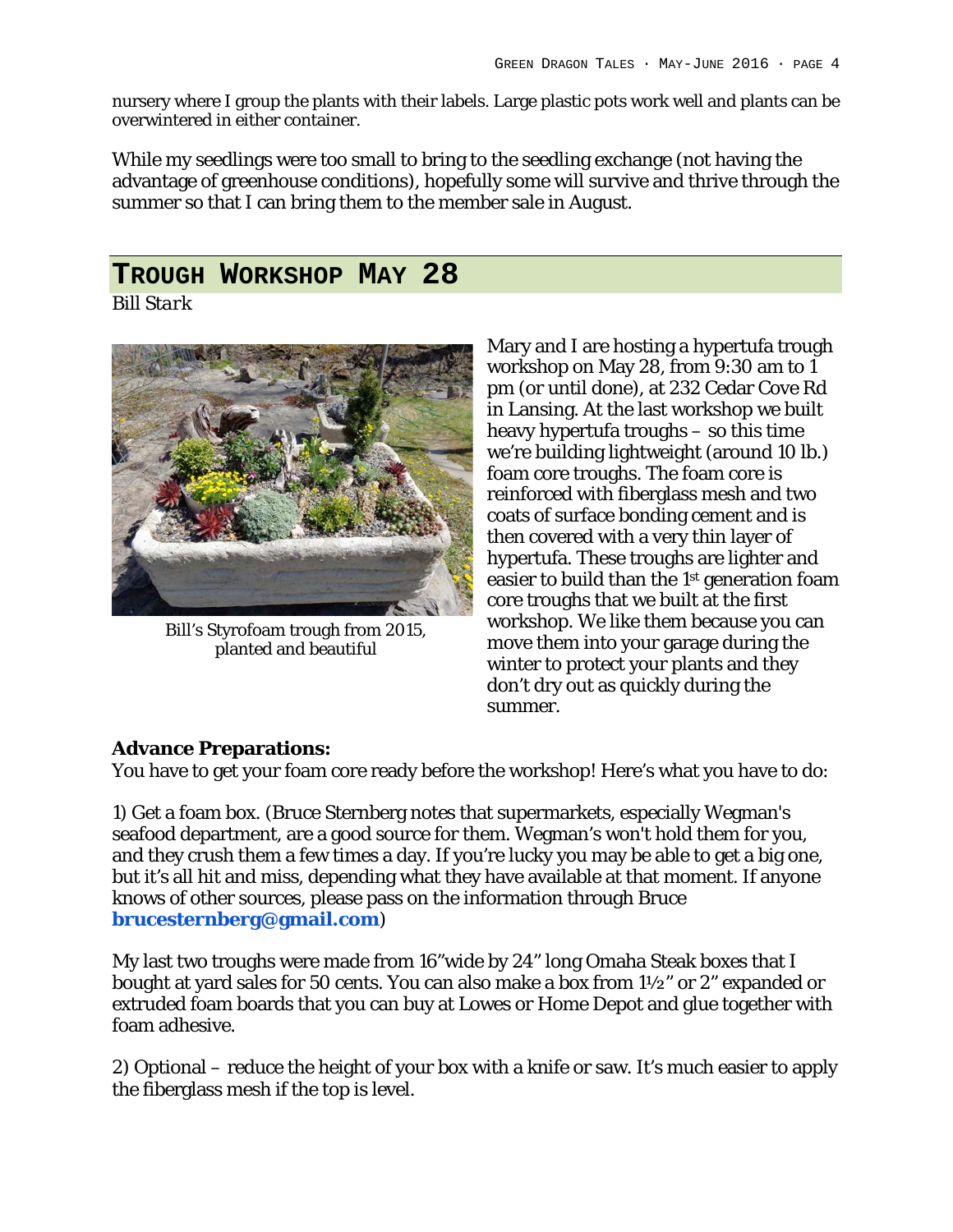nursery where I group the plants with their labels. Large plastic pots work well and plants can be overwintered in either container.

While my seedlings were too small to bring to the seedling exchange (not having the advantage of greenhouse conditions), hopefully some will survive and thrive through the summer so that I can bring them to the member sale in August.

## TROUGH WORKSHOP MAY 28

*Bill Stark*

Bill's Styrofoam trough from 2015, planted and beautiful

Mary and I are hosting a hypertufa trough workshop on May 28, from 9:30 am to 1 pm (or until done), at 232 Cedar Cove Rd in Lansing. At the last workshop we built heavy hypertufa troughs – so this time we're building lightweight (around 10 lb.) foam core troughs. The foam core is reinforced with fiberglass mesh and two coats of surface bonding cement and is then covered with a very thin layer of hypertufa. These troughs are lighter and easier to build than the 1st generation foam core troughs that we built at the first workshop. We like them because you can move them into your garage during the winter to protect your plants and they don't dry out as quickly during the summer.

**Advance Preparations:**

You have to get your foam core ready before the workshop! Here's what you have to do:

1) Get a foam box. (Bruce Sternberg notes that supermarkets, especially Wegman's seafood department, are a good source for them. Wegman's won't hold them for you, and they crush them a few times a day. If you're lucky you may be able to get a big one, but it's all hit and miss, depending what they have available at that moment. If anyone knows of other sources, please pass on the information through Bruce **brucesternberg@gmail.com**)

My last two troughs were made from 16"wide by 24" long Omaha Steak boxes that I bought at yard sales for 50 cents. You can also make a box from 1½" or 2" expanded or extruded foam boards that you can buy at Lowes or Home Depot and glue together with foam adhesive.

2) Optional – reduce the height of your box with a knife or saw. It's much easier to apply the fiberglass mesh if the top is level.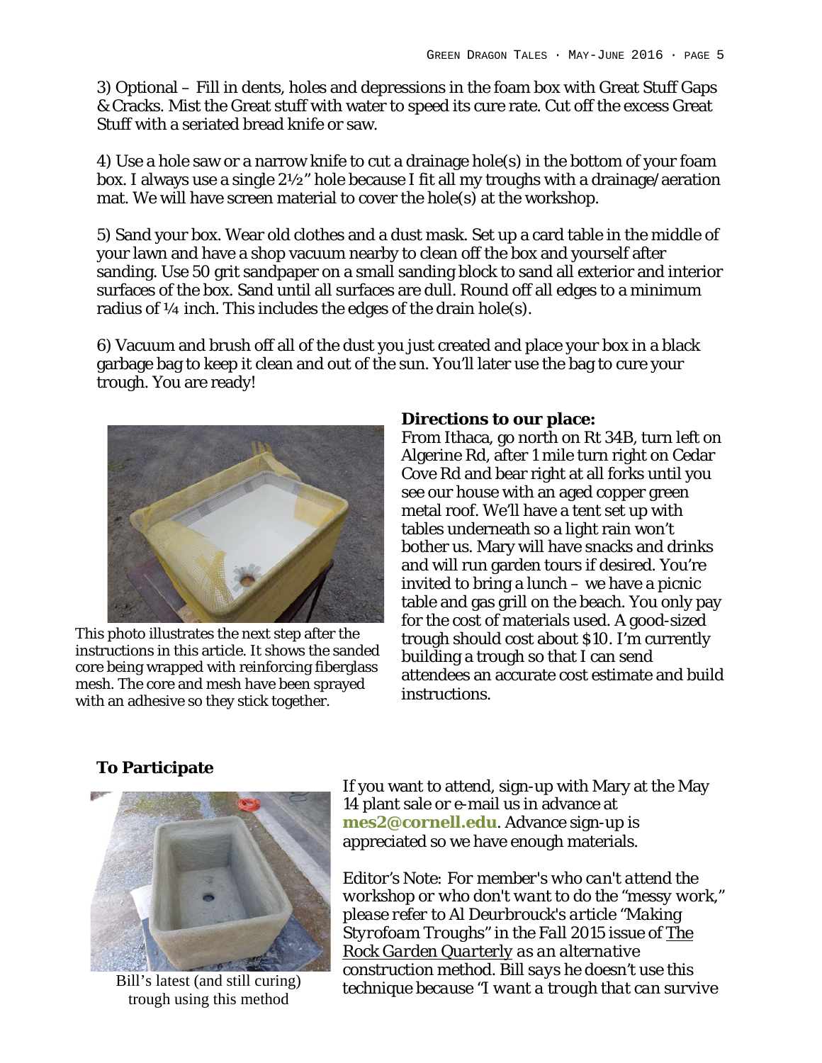3) Optional – Fill in dents, holes and depressions in the foam box with Great Stuff Gaps & Cracks. Mist the Great stuff with water to speed its cure rate. Cut off the excess Great Stuff with a seriated bread knife or saw.

4) Use a hole saw or a narrow knife to cut a drainage hole(s) in the bottom of your foam box. I always use a single 2½" hole because I fit all my troughs with a drainage/aeration mat. We will have screen material to cover the hole(s) at the workshop.

5) Sand your box. Wear old clothes and a dust mask. Set up a card table in the middle of your lawn and have a shop vacuum nearby to clean off the box and yourself after sanding. Use 50 grit sandpaper on a small sanding block to sand all exterior and interior surfaces of the box. Sand until all surfaces are dull. Round off all edges to a minimum radius of ¼ inch. This includes the edges of the drain hole(s).

6) Vacuum and brush off all of the dust you just created and place your box in a black garbage bag to keep it clean and out of the sun. You'll later use the bag to cure your trough. You are ready!

This photo illustrates the next step after the instructions in this article. It shows the sanded core being wrapped with reinforcing fiberglass mesh. The core and mesh have been sprayed with an adhesive so they stick together.

**Directions to our place:**
From Ithaca, go north on Rt 34B, turn left on Algerine Rd, after 1 mile turn right on Cedar Cove Rd and bear right at all forks until you see our house with an aged copper green metal roof. We'll have a tent set up with tables underneath so a light rain won't bother us. Mary will have snacks and drinks and will run garden tours if desired. You're invited to bring a lunch – we have a picnic table and gas grill on the beach. You only pay for the cost of materials used. A good-sized trough should cost about $10. I'm currently building a trough so that I can send attendees an accurate cost estimate and build instructions.

**To Participate**

Bill's latest (and still curing) trough using this method

If you want to attend, sign-up with Mary at the May 14 plant sale or e-mail us in advance at **mes2@cornell.edu**. Advance sign-up is appreciated so we have enough materials.

*Editor's Note: For member's who can't attend the workshop or who don't want to do the "messy work," please refer to Al Deurbrouck's article "Making Styrofoam Troughs" in the Fall 2015 issue of The Rock Garden Quarterly as an alternative construction method. Bill says he doesn't use this technique because "I want a trough that can survive*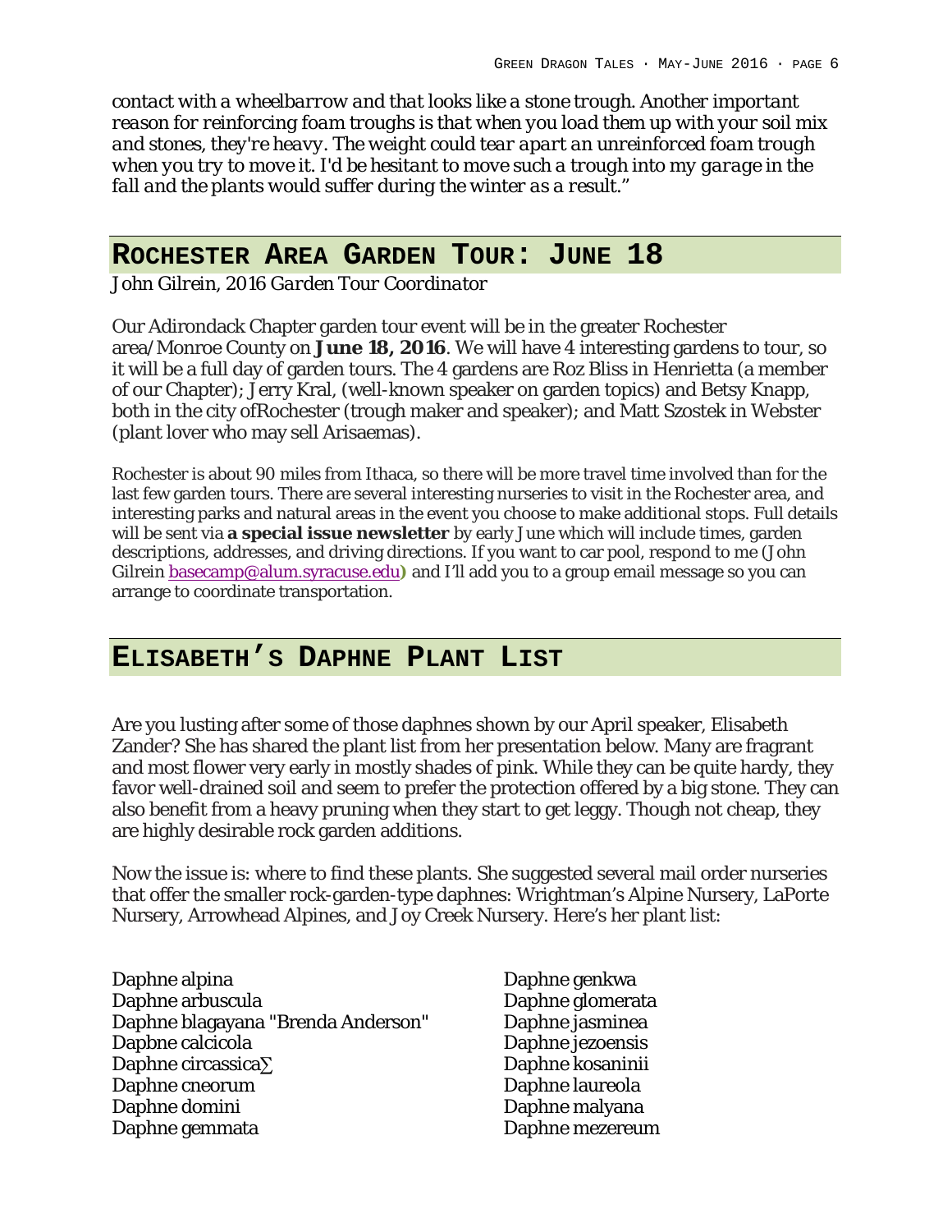*contact with a wheelbarrow and that looks like a stone trough. Another important reason for reinforcing foam troughs is that when you load them up with your soil mix and stones, they're heavy. The weight could tear apart an unreinforced foam trough when you try to move it. I'd be hesitant to move such a trough into my garage in the fall and the plants would suffer during the winter as a result."*

## ROCHESTER AREA GARDEN TOUR: JUNE 18

*John Gilrein, 2016 Garden Tour Coordinator*

Our Adirondack Chapter garden tour event will be in the greater Rochester area/Monroe County on **June 18, 2016**. We will have 4 interesting gardens to tour, so it will be a full day of garden tours. The 4 gardens are Roz Bliss in Henrietta (a member of our Chapter); Jerry Kral, (well-known speaker on garden topics) and Betsy Knapp, both in the city ofRochester (trough maker and speaker); and Matt Szostek in Webster (plant lover who may sell Arisaemas).

Rochester is about 90 miles from Ithaca, so there will be more travel time involved than for the last few garden tours. There are several interesting nurseries to visit in the Rochester area, and interesting parks and natural areas in the event you choose to make additional stops. Full details will be sent via **a special issue newsletter** by early June which will include times, garden descriptions, addresses, and driving directions. If you want to car pool, respond to me (John Gilrein basecamp@alum.syracuse.edu) and I'll add you to a group email message so you can arrange to coordinate transportation.

## ELISABETH'S DAPHNE PLANT LIST

Are you lusting after some of those daphnes shown by our April speaker, Elisabeth Zander? She has shared the plant list from her presentation below. Many are fragrant and most flower very early in mostly shades of pink. While they can be quite hardy, they favor well-drained soil and seem to prefer the protection offered by a big stone. They can also benefit from a heavy pruning when they start to get leggy. Though not cheap, they are highly desirable rock garden additions.

Now the issue is: where to find these plants. She suggested several mail order nurseries that offer the smaller rock-garden-type daphnes: Wrightman's Alpine Nursery, LaPorte Nursery, Arrowhead Alpines, and Joy Creek Nursery. Here's her plant list:

Daphne alpina
Daphne arbuscula
Daphne blagayana "Brenda Anderson"
Dapbne calcicola
Daphne circassica∑
Daphne cneorum
Daphne domini
Daphne gemmata
Daphne genkwa
Daphne glomerata
Daphne jasminea
Daphne jezoensis
Daphne kosaninii
Daphne laureola
Daphne malyana
Daphne mezereum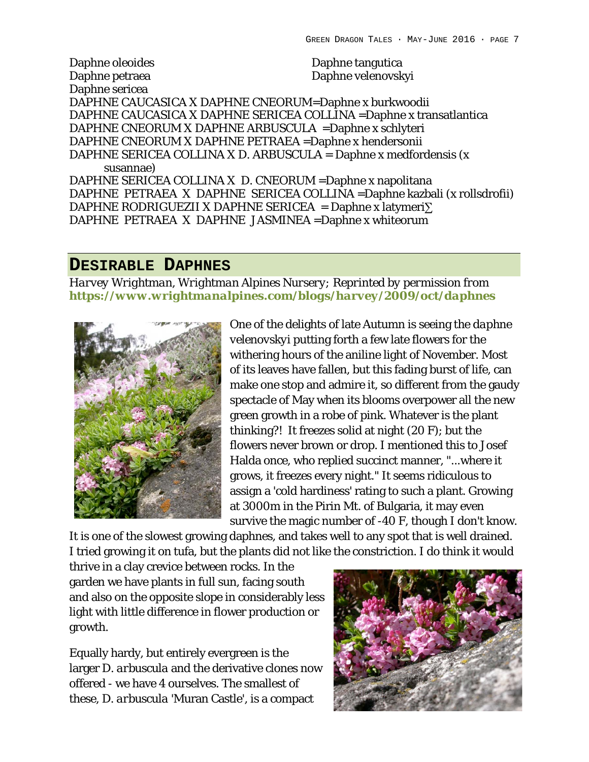Daphne oleoides
Daphne petraea
Daphne sericea
Daphne tangutica
Daphne velenovskyi
DAPHNE CAUCASICA X DAPHNE CNEORUM=Daphne x burkwoodii
DAPHNE CAUCASICA X DAPHNE SERICEA COLLINA =Daphne x transatlantica
DAPHNE CNEORUM X DAPHNE ARBUSCULA =Daphne x schlyteri
DAPHNE CNEORUM X DAPHNE PETRAEA =Daphne x hendersonii
DAPHNE SERICEA COLLINA X D. ARBUSCULA = Daphne x medfordensis (x susannae)
DAPHNE SERICEA COLLINA X D. CNEORUM =Daphne x napolitana
DAPHNE PETRAEA X DAPHNE SERICEA COLLINA =Daphne kazbali (x rollsdrofii)
DAPHNE RODRIGUEZII X DAPHNE SERICEA = Daphne x latymeri∑
DAPHNE PETRAEA X DAPHNE JASMINEA =Daphne x whiteorum

## Desirable Daphnes

*Harvey Wrightman, Wrightman Alpines Nursery; Reprinted by permission from* ***https://www.wrightmanalpines.com/blogs/harvey/2009/oct/daphnes***

One of the delights of late Autumn is seeing the *daphne velenovskyi* putting forth a few late flowers for the withering hours of the aniline light of November. Most of its leaves have fallen, but this fading burst of life, can make one stop and admire it, so different from the gaudy spectacle of May when its blooms overpower all the new green growth in a robe of pink. Whatever is the plant thinking?! It freezes solid at night (20 F); but the flowers never brown or drop. I mentioned this to Josef Halda once, who replied succinct manner, "...where it grows, it freezes every night." It seems ridiculous to assign a 'cold hardiness' rating to such a plant. Growing at 3000m in the Pirin Mt. of Bulgaria, it may even survive the magic number of -40 F, though I don't know. It is one of the slowest growing daphnes, and takes well to any spot that is well drained. I tried growing it on tufa, but the plants did not like the constriction. I do think it would thrive in a clay crevice between rocks. In the garden we have plants in full sun, facing south and also on the opposite slope in considerably less light with little difference in flower production or growth.

Equally hardy, but entirely evergreen is the larger *D. arbuscula* and the derivative clones now offered - we have 4 ourselves. The smallest of these, *D. arbuscula* 'Muran Castle', is a compact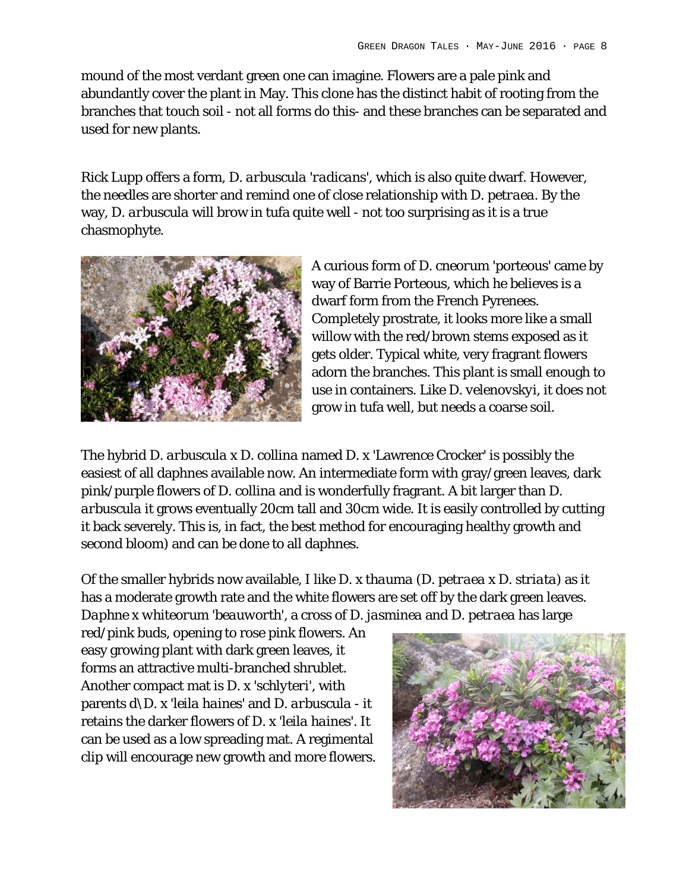mound of the most verdant green one can imagine. Flowers are a pale pink and abundantly cover the plant in May. This clone has the distinct habit of rooting from the branches that touch soil - not all forms do this- and these branches can be separated and used for new plants.

Rick Lupp offers a form, *D. arbuscula 'radicans'*, which is also quite dwarf. However, the needles are shorter and remind one of close relationship with *D. petraea*. By the way, *D. arbuscula* will brow in tufa quite well - not too surprising as it is a true chasmophyte.

A curious form of D. cneorum 'porteous' came by way of Barrie Porteous, which he believes is a dwarf form from the French Pyrenees. Completely prostrate, it looks more like a small willow with the red/brown stems exposed as it gets older. Typical white, very fragrant flowers adorn the branches. This plant is small enough to use in containers. Like D. velenovskyi, it does not grow in tufa well, but needs a coarse soil.

The hybrid *D. arbuscula* x D. collina named D. x 'Lawrence Crocker' is possibly the easiest of all daphnes available now. An intermediate form with gray/green leaves, dark pink/purple flowers of D. collina and is wonderfully fragrant. A bit larger than *D. arbuscula* it grows eventually 20cm tall and 30cm wide. It is easily controlled by cutting it back severely. This is, in fact, the best method for encouraging healthy growth and second bloom) and can be done to all daphnes.

Of the smaller hybrids now available, I like *D. x thauma* (*D. petraea* x *D. striata*) as it has a moderate growth rate and the white flowers are set off by the dark green leaves. *Daphne x whiteorum 'beauworth'*, a cross of *D. jasminea* and *D. petraea* has large red/pink buds, opening to rose pink flowers. An easy growing plant with dark green leaves, it forms an attractive multi-branched shrublet. Another compact mat is *D. x 'schlyteri'*, with parents *d\D. x 'leila haines'* and *D. arbuscula* - it retains the darker flowers of *D. x 'leila haines'*. It can be used as a low spreading mat. A regimental clip will encourage new growth and more flowers.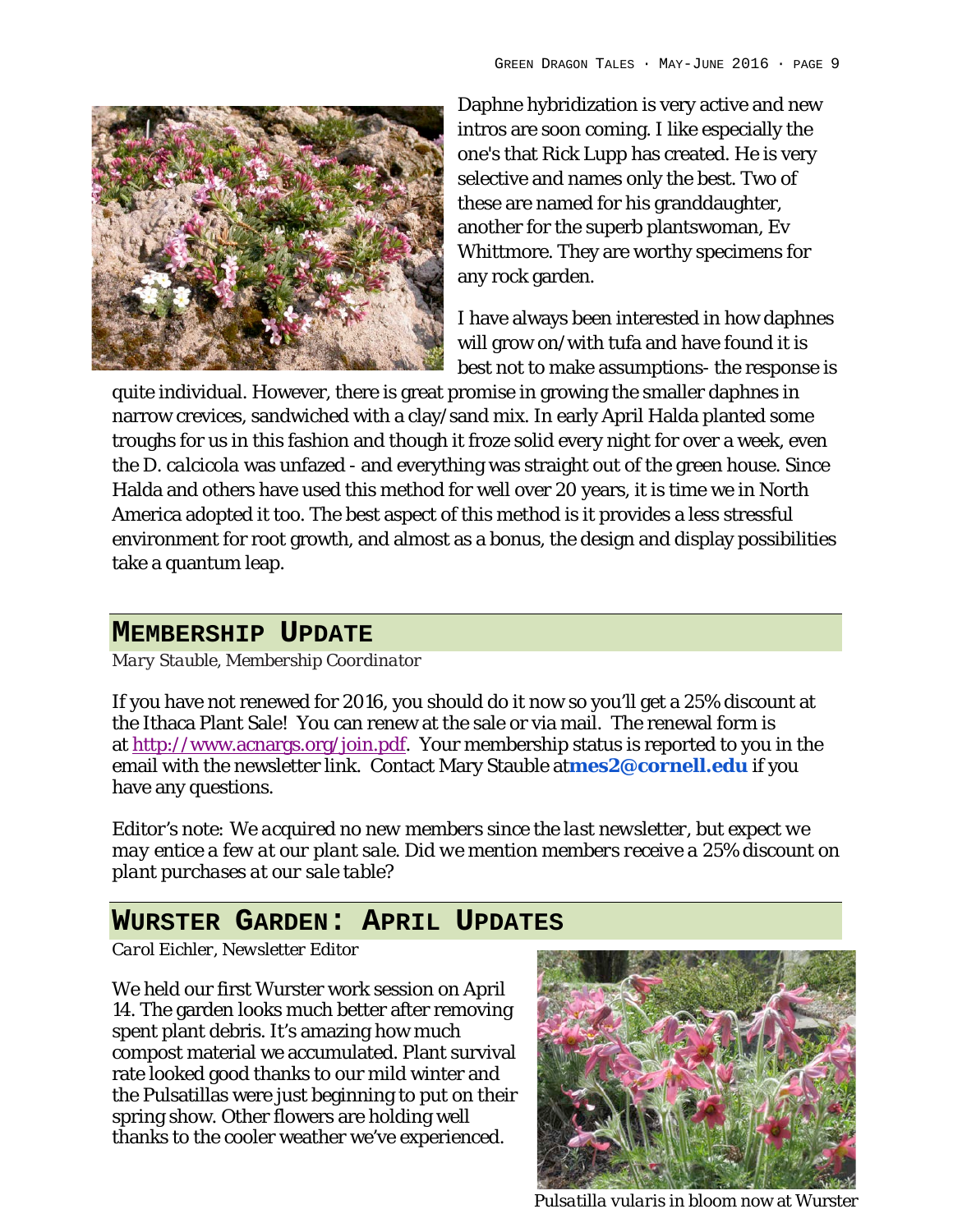Daphne hybridization is very active and new intros are soon coming. I like especially the one's that Rick Lupp has created. He is very selective and names only the best. Two of these are named for his granddaughter, another for the superb plantswoman, Ev Whittmore. They are worthy specimens for any rock garden.

I have always been interested in how daphnes will grow on/with tufa and have found it is best not to make assumptions- the response is quite individual. However, there is great promise in growing the smaller daphnes in narrow crevices, sandwiched with a clay/sand mix. In early April Halda planted some troughs for us in this fashion and though it froze solid every night for over a week, even the *D. calcicola* was unfazed - and everything was straight out of the green house. Since Halda and others have used this method for well over 20 years, it is time we in North America adopted it too. The best aspect of this method is it provides a less stressful environment for root growth, and almost as a bonus, the design and display possibilities take a quantum leap.

## Membership Update

*Mary Stauble, Membership Coordinator*

If you have not renewed for 2016, you should do it now so you'll get a 25% discount at the Ithaca Plant Sale! You can renew at the sale or via mail. The renewal form is at http://www.acnargs.org/join.pdf. Your membership status is reported to you in the email with the newsletter link. Contact Mary Stauble at **mes2@cornell.edu** if you have any questions.

*Editor's note: We acquired no new members since the last newsletter, but expect we may entice a few at our plant sale. Did we mention members receive a 25% discount on plant purchases at our sale table?*

## Wurster Garden: April Updates

*Carol Eichler, Newsletter Editor*

We held our first Wurster work session on April 14. The garden looks much better after removing spent plant debris. It's amazing how much compost material we accumulated. Plant survival rate looked good thanks to our mild winter and the Pulsatillas were just beginning to put on their spring show. Other flowers are holding well thanks to the cooler weather we've experienced.

*Pulsatilla vularis* in bloom now at Wurster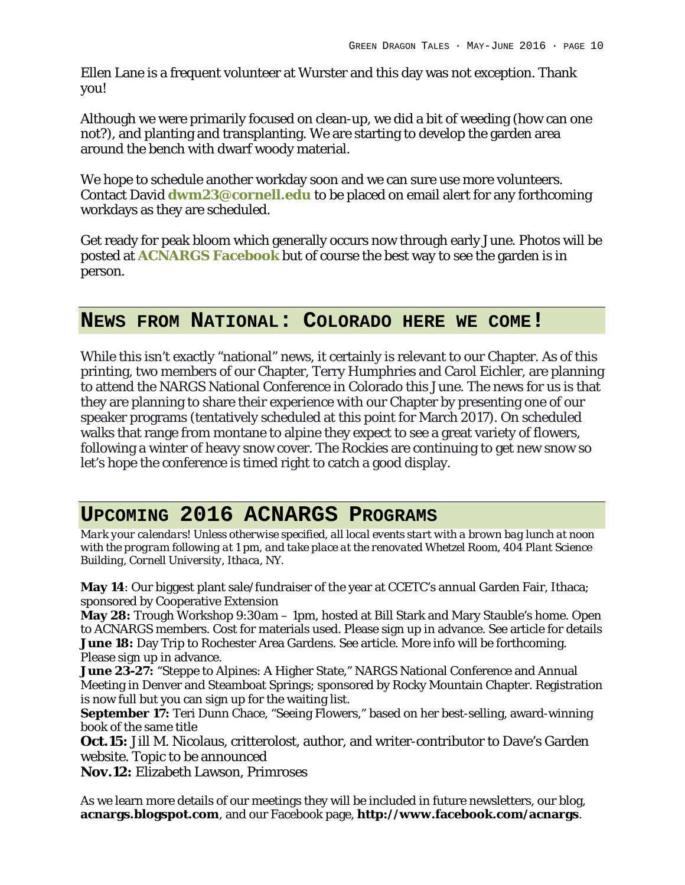Ellen Lane is a frequent volunteer at Wurster and this day was not exception. Thank you!

Although we were primarily focused on clean-up, we did a bit of weeding (how can one not?), and planting and transplanting. We are starting to develop the garden area around the bench with dwarf woody material.

We hope to schedule another workday soon and we can sure use more volunteers. Contact David **dwm23@cornell.edu** to be placed on email alert for any forthcoming workdays as they are scheduled.

Get ready for peak bloom which generally occurs now through early June. Photos will be posted at **ACNARGS Facebook** but of course the best way to see the garden is in person.

## NEWS FROM NATIONAL: COLORADO HERE WE COME!

While this isn't exactly "national" news, it certainly is relevant to our Chapter. As of this printing, two members of our Chapter, Terry Humphries and Carol Eichler, are planning to attend the NARGS National Conference in Colorado this June. The news for us is that they are planning to share their experience with our Chapter by presenting one of our speaker programs (tentatively scheduled at this point for March 2017). On scheduled walks that range from montane to alpine they expect to see a great variety of flowers, following a winter of heavy snow cover. The Rockies are continuing to get new snow so let's hope the conference is timed right to catch a good display.

## UPCOMING 2016 ACNARGS PROGRAMS

*Mark your calendars! Unless otherwise specified, all local events start with a brown bag lunch at noon with the program following at 1 pm, and take place at the renovated Whetzel Room, 404 Plant Science Building, Cornell University, Ithaca, NY.*

**May 14**: Our biggest plant sale/fundraiser of the year at CCETC's annual Garden Fair, Ithaca; sponsored by Cooperative Extension
**May 28:** Trough Workshop 9:30am – 1pm, hosted at Bill Stark and Mary Stauble's home. Open to ACNARGS members. Cost for materials used. Please sign up in advance. See article for details
**June 18:** Day Trip to Rochester Area Gardens. See article. More info will be forthcoming. Please sign up in advance.
**June 23-27:** "Steppe to Alpines: A Higher State," NARGS National Conference and Annual Meeting in Denver and Steamboat Springs; sponsored by Rocky Mountain Chapter. Registration is now full but you can sign up for the waiting list.
**September 17:** Teri Dunn Chace, "Seeing Flowers," based on her best-selling, award-winning book of the same title
**Oct.15:** Jill M. Nicolaus, critterolost, author, and writer-contributor to Dave's Garden website. Topic to be announced
**Nov.12:** Elizabeth Lawson, Primroses

As we learn more details of our meetings they will be included in future newsletters, our blog, **acnargs.blogspot.com**, and our Facebook page, **http://www.facebook.com/acnargs**.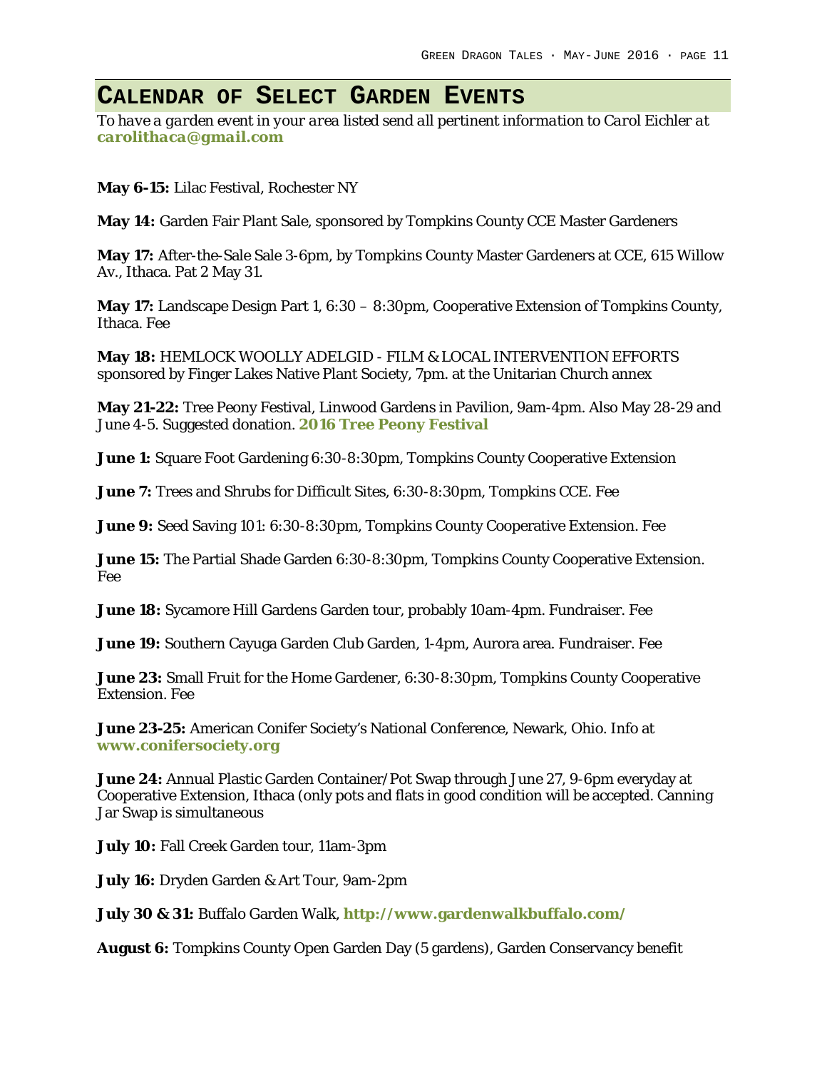# Calendar of Select Garden Events

*To have a garden event in your area listed send all pertinent information to Carol Eichler at* **carolithaca@gmail.com**

**May 6-15:** Lilac Festival, Rochester NY

**May 14:** Garden Fair Plant Sale, sponsored by Tompkins County CCE Master Gardeners

**May 17:** After-the-Sale Sale 3-6pm, by Tompkins County Master Gardeners at CCE, 615 Willow Av., Ithaca. Pat 2 May 31.

**May 17:** Landscape Design Part 1, 6:30 – 8:30pm, Cooperative Extension of Tompkins County, Ithaca. Fee

**May 18:** HEMLOCK WOOLLY ADELGID - FILM & LOCAL INTERVENTION EFFORTS sponsored by Finger Lakes Native Plant Society, 7pm. at the Unitarian Church annex

**May 21-22:** Tree Peony Festival, Linwood Gardens in Pavilion, 9am-4pm. Also May 28-29 and June 4-5. Suggested donation. **2016 Tree Peony Festival**

**June 1:** Square Foot Gardening 6:30-8:30pm, Tompkins County Cooperative Extension

**June 7:** Trees and Shrubs for Difficult Sites, 6:30-8:30pm, Tompkins CCE. Fee

**June 9:** Seed Saving 101: 6:30-8:30pm, Tompkins County Cooperative Extension. Fee

**June 15:** The Partial Shade Garden 6:30-8:30pm, Tompkins County Cooperative Extension. Fee

**June 18:** Sycamore Hill Gardens Garden tour, probably 10am-4pm. Fundraiser. Fee

**June 19:** Southern Cayuga Garden Club Garden, 1-4pm, Aurora area. Fundraiser. Fee

**June 23:** Small Fruit for the Home Gardener, 6:30-8:30pm, Tompkins County Cooperative Extension. Fee

**June 23-25:** American Conifer Society's National Conference, Newark, Ohio. Info at **www.conifersociety.org**

**June 24:** Annual Plastic Garden Container/Pot Swap through June 27, 9-6pm everyday at Cooperative Extension, Ithaca (only pots and flats in good condition will be accepted. Canning Jar Swap is simultaneous

**July 10:** Fall Creek Garden tour, 11am-3pm

**July 16:** Dryden Garden & Art Tour, 9am-2pm

**July 30 & 31:** Buffalo Garden Walk, **http://www.gardenwalkbuffalo.com/**

**August 6:** Tompkins County Open Garden Day (5 gardens), Garden Conservancy benefit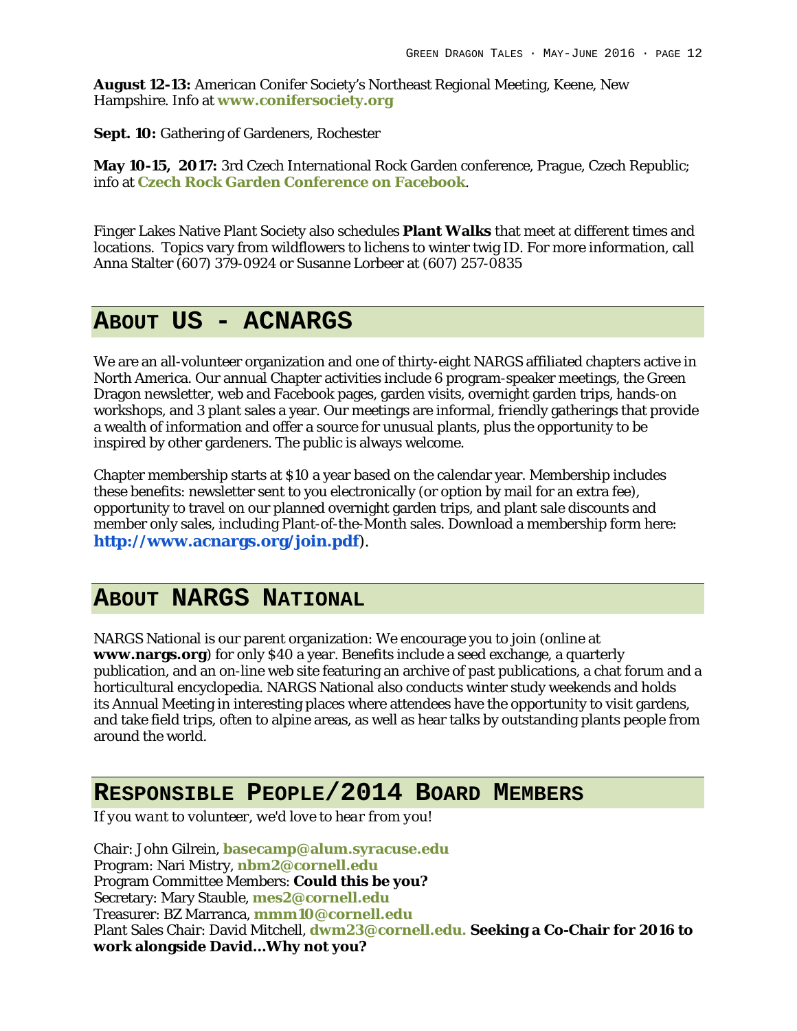**August 12-13:** American Conifer Society's Northeast Regional Meeting, Keene, New Hampshire. Info at **www.conifersociety.org**

**Sept. 10:** Gathering of Gardeners, Rochester

**May 10-15, 2017:** 3rd Czech International Rock Garden conference, Prague, Czech Republic; info at **Czech Rock Garden Conference on Facebook**.

Finger Lakes Native Plant Society also schedules **Plant Walks** that meet at different times and locations. Topics vary from wildflowers to lichens to winter twig ID. For more information, call Anna Stalter (607) 379-0924 or Susanne Lorbeer at (607) 257-0835

## About Us - ACNARGS

We are an all-volunteer organization and one of thirty-eight NARGS affiliated chapters active in North America. Our annual Chapter activities include 6 program-speaker meetings, the Green Dragon newsletter, web and Facebook pages, garden visits, overnight garden trips, hands-on workshops, and 3 plant sales a year. Our meetings are informal, friendly gatherings that provide a wealth of information and offer a source for unusual plants, plus the opportunity to be inspired by other gardeners. The public is always welcome.

Chapter membership starts at $10 a year based on the calendar year. Membership includes these benefits: newsletter sent to you electronically (or option by mail for an extra fee), opportunity to travel on our planned overnight garden trips, and plant sale discounts and member only sales, including Plant-of-the-Month sales. Download a membership form here: **http://www.acnargs.org/join.pdf**).

## About NARGS National

NARGS National is our parent organization: We encourage you to join (online at **www.nargs.org**) for only $40 a year. Benefits include a seed exchange, a quarterly publication, and an on-line web site featuring an archive of past publications, a chat forum and a horticultural encyclopedia. NARGS National also conducts winter study weekends and holds its Annual Meeting in interesting places where attendees have the opportunity to visit gardens, and take field trips, often to alpine areas, as well as hear talks by outstanding plants people from around the world.

## Responsible People/2014 Board Members

*If you want to volunteer, we'd love to hear from you!*

Chair: John Gilrein, **basecamp@alum.syracuse.edu**
Program: Nari Mistry, **nbm2@cornell.edu**
Program Committee Members: **Could this be you?**
Secretary: Mary Stauble, **mes2@cornell.edu**
Treasurer: BZ Marranca, **mmm10@cornell.edu**
Plant Sales Chair: David Mitchell, **dwm23@cornell.edu. Seeking a Co-Chair for 2016 to work alongside David…Why not you?**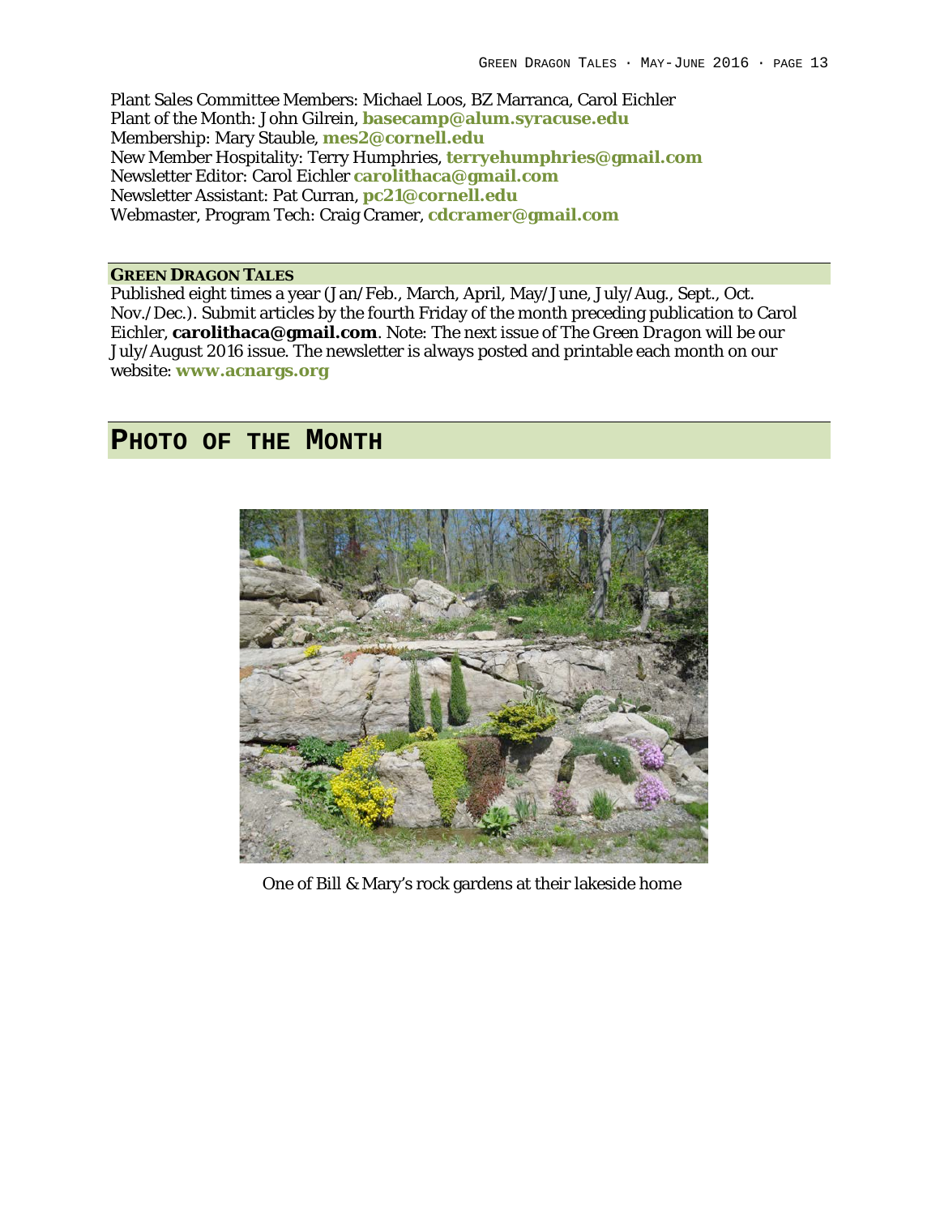Plant Sales Committee Members: Michael Loos, BZ Marranca, Carol Eichler
Plant of the Month: John Gilrein, **basecamp@alum.syracuse.edu**
Membership: Mary Stauble, **mes2@cornell.edu**
New Member Hospitality: Terry Humphries, **terryehumphries@gmail.com**
Newsletter Editor: Carol Eichler **carolithaca@gmail.com**
Newsletter Assistant: Pat Curran, **pc21@cornell.edu**
Webmaster, Program Tech: Craig Cramer, **cdcramer@gmail.com**

### GREEN DRAGON TALES

Published eight times a year (Jan/Feb., March, April, May/June, July/Aug., Sept., Oct. Nov./Dec.). Submit articles by the fourth Friday of the month preceding publication to Carol Eichler, **carolithaca@gmail.com**. Note: The next issue of The *Green Dragon* will be our July/August 2016 issue. The newsletter is always posted and printable each month on our website: **www.acnargs.org**

## PHOTO OF THE MONTH

One of Bill & Mary's rock gardens at their lakeside home